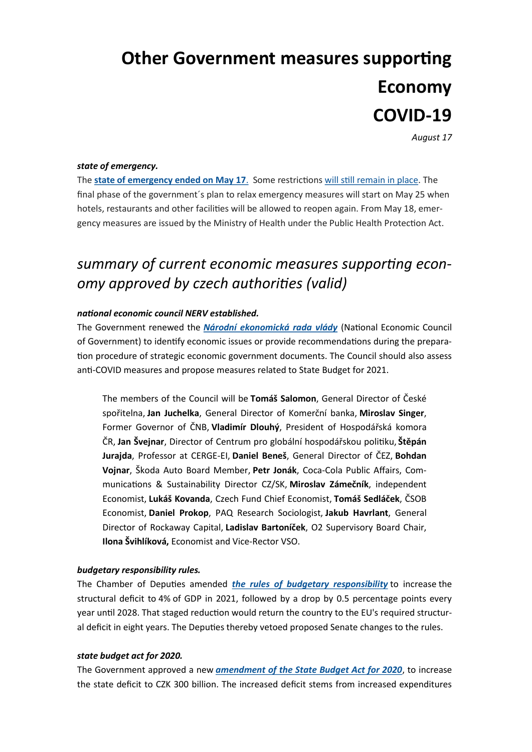# Other Government measures supporting Economy COVID-19

*August 17*

***state of emergency.***

The **state of emergency ended on May 17**. Some restrictions will still remain in place. The final phase of the government´s plan to relax emergency measures will start on May 25 when hotels, restaurants and other facilities will be allowed to reopen again. From May 18, emergency measures are issued by the Ministry of Health under the Public Health Protection Act.

## *summary of current economic measures supporting economy approved by czech authorities (valid)*

***national economic council NERV established.***

The Government renewed the ***Národní ekonomická rada vlády*** (National Economic Council of Government) to identify economic issues or provide recommendations during the preparation procedure of strategic economic government documents. The Council should also assess anti-COVID measures and propose measures related to State Budget for 2021.

> The members of the Council will be **Tomáš Salomon**, General Director of Česká spořitelna, **Jan Juchelka**, General Director of Komerční banka, **Miroslav Singer**, Former Governor of ČNB, **Vladimír Dlouhý**, President of Hospodářská komora ČR, **Jan Švejnar**, Director of Centrum pro globální hospodářskou politiku, **Štěpán Jurajda**, Professor at CERGE-EI, **Daniel Beneš**, General Director of ČEZ, **Bohdan Vojnar**, Škoda Auto Board Member, **Petr Jonák**, Coca-Cola Public Affairs, Communications & Sustainability Director CZ/SK, **Miroslav Zámečník**, independent Economist, **Lukáš Kovanda**, Czech Fund Chief Economist, **Tomáš Sedláček**, ČSOB Economist, **Daniel Prokop**, PAQ Research Sociologist, **Jakub Havrlant**, General Director of Rockaway Capital, **Ladislav Bartoníček**, O2 Supervisory Board Chair, **Ilona Švihlíková,** Economist and Vice-Rector VSO.

***budgetary responsibility rules.***

The Chamber of Deputies amended ***the rules of budgetary responsibility*** to increase the structural deficit to 4% of GDP in 2021, followed by a drop by 0.5 percentage points every year until 2028. That staged reduction would return the country to the EU's required structural deficit in eight years. The Deputies thereby vetoed proposed Senate changes to the rules.

***state budget act for 2020.***

The Government approved a new ***amendment of the State Budget Act for 2020***, to increase the state deficit to CZK 300 billion. The increased deficit stems from increased expenditures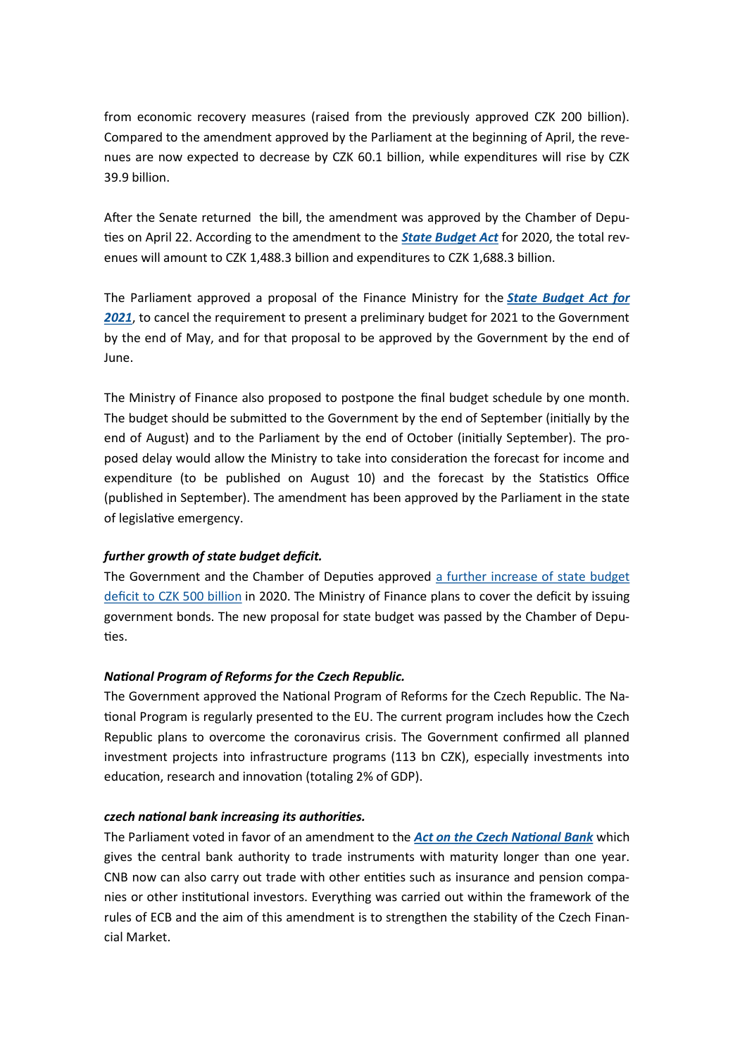from economic recovery measures (raised from the previously approved CZK 200 billion). Compared to the amendment approved by the Parliament at the beginning of April, the revenues are now expected to decrease by CZK 60.1 billion, while expenditures will rise by CZK 39.9 billion.

After the Senate returned the bill, the amendment was approved by the Chamber of Deputies on April 22. According to the amendment to the ***State Budget Act*** for 2020, the total revenues will amount to CZK 1,488.3 billion and expenditures to CZK 1,688.3 billion.

The Parliament approved a proposal of the Finance Ministry for the ***State Budget Act for 2021***, to cancel the requirement to present a preliminary budget for 2021 to the Government by the end of May, and for that proposal to be approved by the Government by the end of June.

The Ministry of Finance also proposed to postpone the final budget schedule by one month. The budget should be submitted to the Government by the end of September (initially by the end of August) and to the Parliament by the end of October (initially September). The proposed delay would allow the Ministry to take into consideration the forecast for income and expenditure (to be published on August 10) and the forecast by the Statistics Office (published in September). The amendment has been approved by the Parliament in the state of legislative emergency.

***further growth of state budget deficit.***

The Government and the Chamber of Deputies approved a further increase of state budget deficit to CZK 500 billion in 2020. The Ministry of Finance plans to cover the deficit by issuing government bonds. The new proposal for state budget was passed by the Chamber of Deputies.

***National Program of Reforms for the Czech Republic.***

The Government approved the National Program of Reforms for the Czech Republic. The National Program is regularly presented to the EU. The current program includes how the Czech Republic plans to overcome the coronavirus crisis. The Government confirmed all planned investment projects into infrastructure programs (113 bn CZK), especially investments into education, research and innovation (totaling 2% of GDP).

***czech national bank increasing its authorities.***

The Parliament voted in favor of an amendment to the ***Act on the Czech National Bank*** which gives the central bank authority to trade instruments with maturity longer than one year. CNB now can also carry out trade with other entities such as insurance and pension companies or other institutional investors. Everything was carried out within the framework of the rules of ECB and the aim of this amendment is to strengthen the stability of the Czech Financial Market.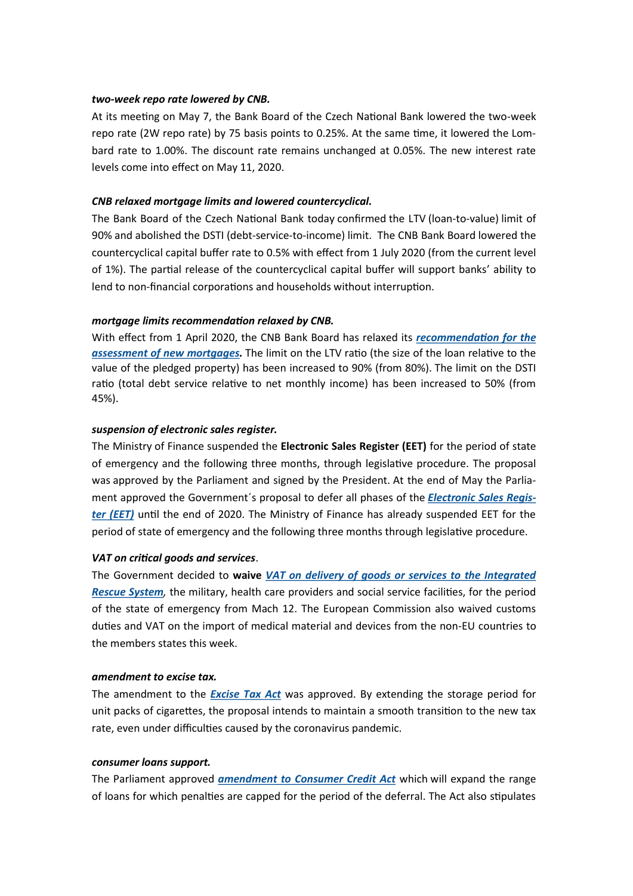***two-week repo rate lowered by CNB.***

At its meeting on May 7, the Bank Board of the Czech National Bank lowered the two-week repo rate (2W repo rate) by 75 basis points to 0.25%. At the same time, it lowered the Lombard rate to 1.00%. The discount rate remains unchanged at 0.05%. The new interest rate levels come into effect on May 11, 2020.

***CNB relaxed mortgage limits and lowered countercyclical.***

The Bank Board of the Czech National Bank today confirmed the LTV (loan-to-value) limit of 90% and abolished the DSTI (debt-service-to-income) limit. The CNB Bank Board lowered the countercyclical capital buffer rate to 0.5% with effect from 1 July 2020 (from the current level of 1%). The partial release of the countercyclical capital buffer will support banks' ability to lend to non-financial corporations and households without interruption.

***mortgage limits recommendation relaxed by CNB.***

With effect from 1 April 2020, the CNB Bank Board has relaxed its ***recommendation for the assessment of new mortgages.*** The limit on the LTV ratio (the size of the loan relative to the value of the pledged property) has been increased to 90% (from 80%). The limit on the DSTI ratio (total debt service relative to net monthly income) has been increased to 50% (from 45%).

***suspension of electronic sales register.***

The Ministry of Finance suspended the **Electronic Sales Register (EET)** for the period of state of emergency and the following three months, through legislative procedure. The proposal was approved by the Parliament and signed by the President. At the end of May the Parliament approved the Government´s proposal to defer all phases of the ***Electronic Sales Register (EET)*** until the end of 2020. The Ministry of Finance has already suspended EET for the period of state of emergency and the following three months through legislative procedure.

***VAT on critical goods and services***.

The Government decided to **waive** ***VAT on delivery of goods or services to the Integrated Rescue System****,* the military, health care providers and social service facilities, for the period of the state of emergency from Mach 12. The European Commission also waived customs duties and VAT on the import of medical material and devices from the non-EU countries to the members states this week.

***amendment to excise tax.***

The amendment to the ***Excise Tax Act*** was approved. By extending the storage period for unit packs of cigarettes, the proposal intends to maintain a smooth transition to the new tax rate, even under difficulties caused by the coronavirus pandemic.

***consumer loans support.***

The Parliament approved ***amendment to Consumer Credit Act*** which will expand the range of loans for which penalties are capped for the period of the deferral. The Act also stipulates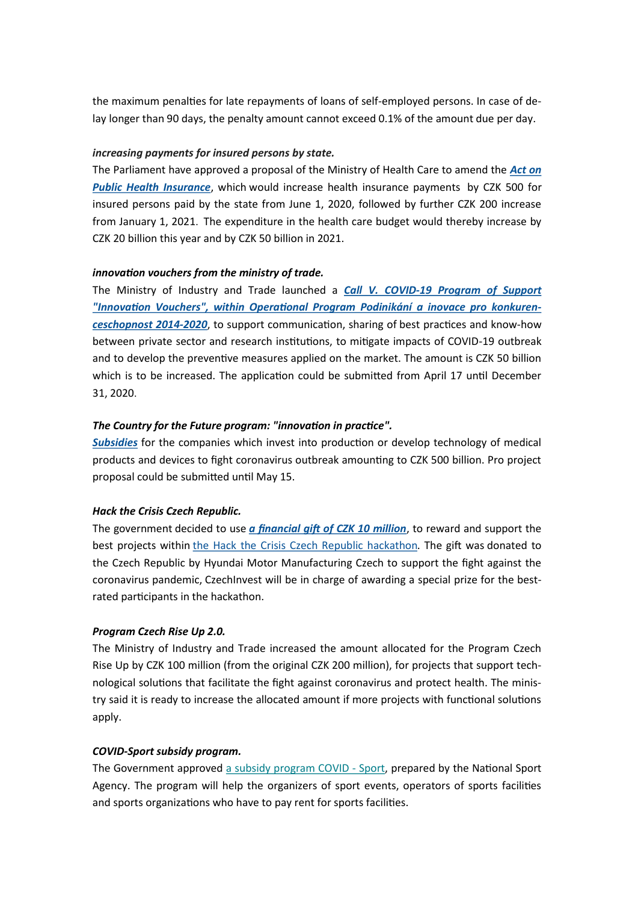the maximum penalties for late repayments of loans of self-employed persons. In case of delay longer than 90 days, the penalty amount cannot exceed 0.1% of the amount due per day.

***increasing payments for insured persons by state.***

The Parliament have approved a proposal of the Ministry of Health Care to amend the ***Act on Public Health Insurance***, which would increase health insurance payments by CZK 500 for insured persons paid by the state from June 1, 2020, followed by further CZK 200 increase from January 1, 2021. The expenditure in the health care budget would thereby increase by CZK 20 billion this year and by CZK 50 billion in 2021.

***innovation vouchers from the ministry of trade.***

The Ministry of Industry and Trade launched a ***Call V. COVID-19 Program of Support "Innovation Vouchers", within Operational Program Podinikání a inovace pro konkurenceschopnost 2014-2020***, to support communication, sharing of best practices and know-how between private sector and research institutions, to mitigate impacts of COVID-19 outbreak and to develop the preventive measures applied on the market. The amount is CZK 50 billion which is to be increased. The application could be submitted from April 17 until December 31, 2020.

***The Country for the Future program: "innovation in practice".***

***Subsidies*** for the companies which invest into production or develop technology of medical products and devices to fight coronavirus outbreak amounting to CZK 500 billion. Pro project proposal could be submitted until May 15.

***Hack the Crisis Czech Republic.***

The government decided to use ***a financial gift of CZK 10 million***, to reward and support the best projects within the Hack the Crisis Czech Republic hackathon. The gift was donated to the Czech Republic by Hyundai Motor Manufacturing Czech to support the fight against the coronavirus pandemic, CzechInvest will be in charge of awarding a special prize for the best-rated participants in the hackathon.

***Program Czech Rise Up 2.0.***

The Ministry of Industry and Trade increased the amount allocated for the Program Czech Rise Up by CZK 100 million (from the original CZK 200 million), for projects that support technological solutions that facilitate the fight against coronavirus and protect health. The ministry said it is ready to increase the allocated amount if more projects with functional solutions apply.

***COVID-Sport subsidy program.***

The Government approved a subsidy program COVID - Sport, prepared by the National Sport Agency. The program will help the organizers of sport events, operators of sports facilities and sports organizations who have to pay rent for sports facilities.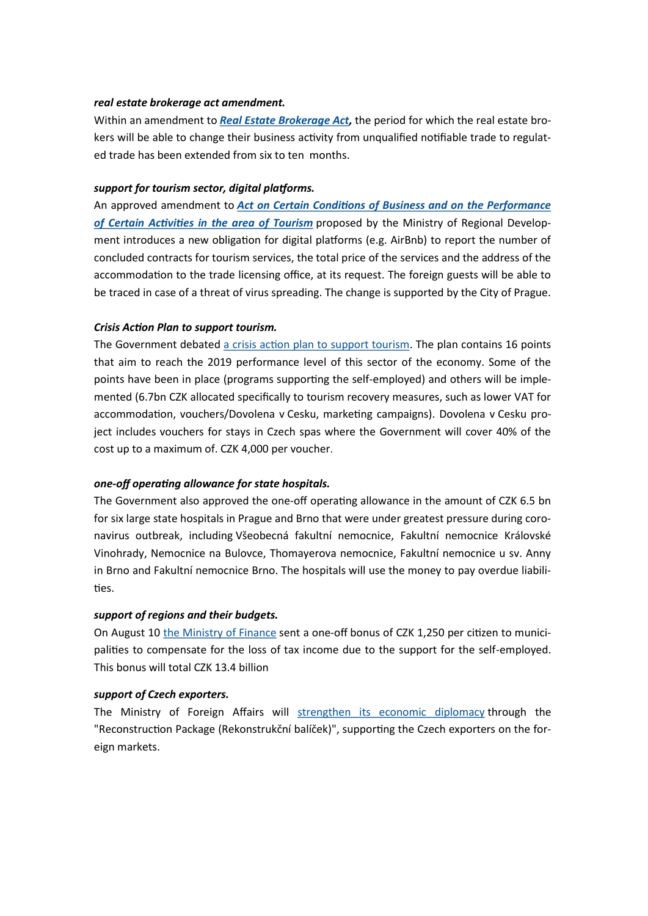***real estate brokerage act amendment.***

Within an amendment to ***Real Estate Brokerage Act*,** the period for which the real estate brokers will be able to change their business activity from unqualified notifiable trade to regulated trade has been extended from six to ten months.

***support for tourism sector, digital platforms.***

An approved amendment to ***Act on Certain Conditions of Business and on the Performance of Certain Activities in the area of Tourism*** proposed by the Ministry of Regional Development introduces a new obligation for digital platforms (e.g. AirBnb) to report the number of concluded contracts for tourism services, the total price of the services and the address of the accommodation to the trade licensing office, at its request. The foreign guests will be able to be traced in case of a threat of virus spreading. The change is supported by the City of Prague.

***Crisis Action Plan to support tourism.***

The Government debated a crisis action plan to support tourism. The plan contains 16 points that aim to reach the 2019 performance level of this sector of the economy. Some of the points have been in place (programs supporting the self-employed) and others will be implemented (6.7bn CZK allocated specifically to tourism recovery measures, such as lower VAT for accommodation, vouchers/Dovolena v Cesku, marketing campaigns). Dovolena v Cesku project includes vouchers for stays in Czech spas where the Government will cover 40% of the cost up to a maximum of. CZK 4,000 per voucher.

***one-off operating allowance for state hospitals.***

The Government also approved the one-off operating allowance in the amount of CZK 6.5 bn for six large state hospitals in Prague and Brno that were under greatest pressure during coronavirus outbreak, including Všeobecná fakultní nemocnice, Fakultní nemocnice Královské Vinohrady, Nemocnice na Bulovce, Thomayerova nemocnice, Fakultní nemocnice u sv. Anny in Brno and Fakultní nemocnice Brno. The hospitals will use the money to pay overdue liabilities.

***support of regions and their budgets.***

On August 10 the Ministry of Finance sent a one-off bonus of CZK 1,250 per citizen to municipalities to compensate for the loss of tax income due to the support for the self-employed. This bonus will total CZK 13.4 billion

***support of Czech exporters.***

The Ministry of Foreign Affairs will strengthen its economic diplomacy through the "Reconstruction Package (Rekonstrukční balíček)", supporting the Czech exporters on the foreign markets.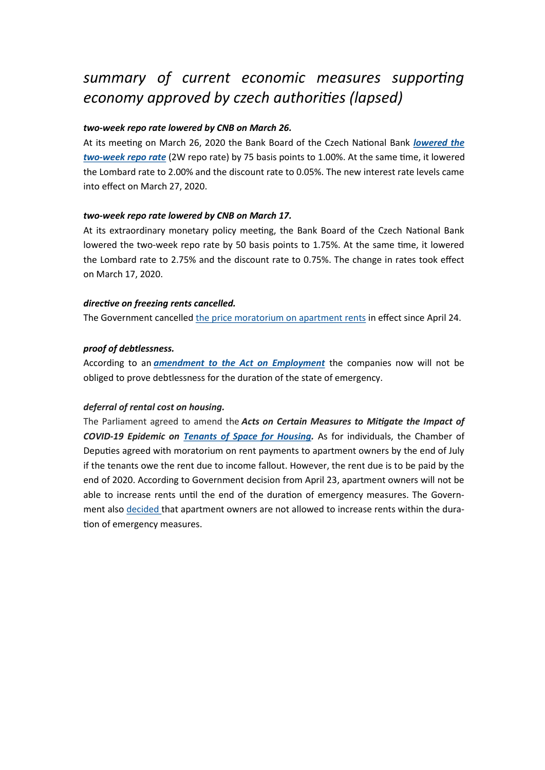# *summary of current economic measures supporting economy approved by czech authorities (lapsed)*

***two-week repo rate lowered by CNB on March 26.***

At its meeting on March 26, 2020 the Bank Board of the Czech National Bank ***lowered the two-week repo rate*** (2W repo rate) by 75 basis points to 1.00%. At the same time, it lowered the Lombard rate to 2.00% and the discount rate to 0.05%. The new interest rate levels came into effect on March 27, 2020.

***two-week repo rate lowered by CNB on March 17.***

At its extraordinary monetary policy meeting, the Bank Board of the Czech National Bank lowered the two-week repo rate by 50 basis points to 1.75%. At the same time, it lowered the Lombard rate to 2.75% and the discount rate to 0.75%. The change in rates took effect on March 17, 2020.

***directive on freezing rents cancelled.***

The Government cancelled the price moratorium on apartment rents in effect since April 24.

***proof of debtlessness.***

According to an ***amendment to the Act on Employment*** the companies now will not be obliged to prove debtlessness for the duration of the state of emergency.

***deferral of rental cost on housing.***

The Parliament agreed to amend the ***Acts on Certain Measures to Mitigate the Impact of COVID-19 Epidemic on Tenants of Space for Housing.*** As for individuals, the Chamber of Deputies agreed with moratorium on rent payments to apartment owners by the end of July if the tenants owe the rent due to income fallout. However, the rent due is to be paid by the end of 2020. According to Government decision from April 23, apartment owners will not be able to increase rents until the end of the duration of emergency measures. The Government also decided that apartment owners are not allowed to increase rents within the duration of emergency measures.